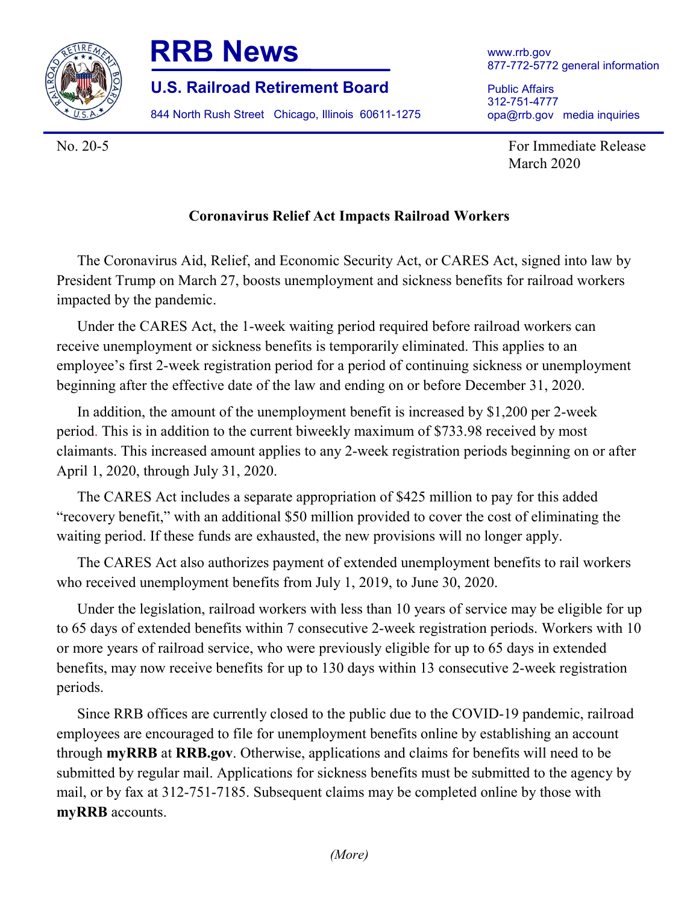# RRB News

## U.S. Railroad Retirement Board

844 North Rush Street Chicago, Illinois 60611-1275

www.rrb.gov
877-772-5772 general information

Public Affairs
312-751-4777
opa@rrb.gov media inquiries

No. 20-5

For Immediate Release
March 2020

### Coronavirus Relief Act Impacts Railroad Workers

The Coronavirus Aid, Relief, and Economic Security Act, or CARES Act, signed into law by President Trump on March 27, boosts unemployment and sickness benefits for railroad workers impacted by the pandemic.

Under the CARES Act, the 1-week waiting period required before railroad workers can receive unemployment or sickness benefits is temporarily eliminated. This applies to an employee's first 2-week registration period for a period of continuing sickness or unemployment beginning after the effective date of the law and ending on or before December 31, 2020.

In addition, the amount of the unemployment benefit is increased by $1,200 per 2-week period. This is in addition to the current biweekly maximum of $733.98 received by most claimants. This increased amount applies to any 2-week registration periods beginning on or after April 1, 2020, through July 31, 2020.

The CARES Act includes a separate appropriation of $425 million to pay for this added "recovery benefit," with an additional $50 million provided to cover the cost of eliminating the waiting period. If these funds are exhausted, the new provisions will no longer apply.

The CARES Act also authorizes payment of extended unemployment benefits to rail workers who received unemployment benefits from July 1, 2019, to June 30, 2020.

Under the legislation, railroad workers with less than 10 years of service may be eligible for up to 65 days of extended benefits within 7 consecutive 2-week registration periods. Workers with 10 or more years of railroad service, who were previously eligible for up to 65 days in extended benefits, may now receive benefits for up to 130 days within 13 consecutive 2-week registration periods.

Since RRB offices are currently closed to the public due to the COVID-19 pandemic, railroad employees are encouraged to file for unemployment benefits online by establishing an account through **myRRB** at **RRB.gov**. Otherwise, applications and claims for benefits will need to be submitted by regular mail. Applications for sickness benefits must be submitted to the agency by mail, or by fax at 312-751-7185. Subsequent claims may be completed online by those with **myRRB** accounts.

*(More)*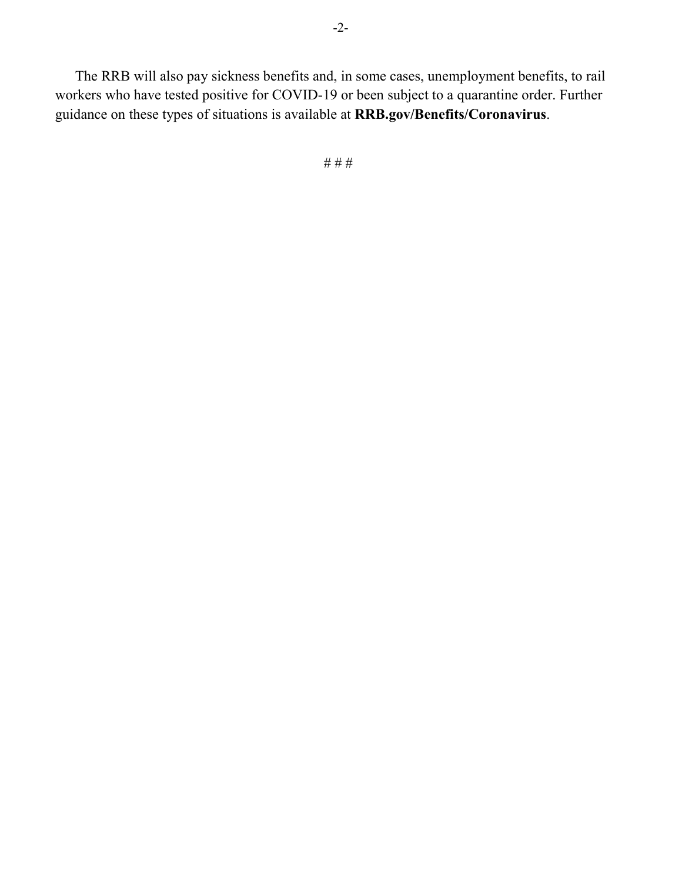The RRB will also pay sickness benefits and, in some cases, unemployment benefits, to rail workers who have tested positive for COVID-19 or been subject to a quarantine order. Further guidance on these types of situations is available at **RRB.gov/Benefits/Coronavirus**.

# # #